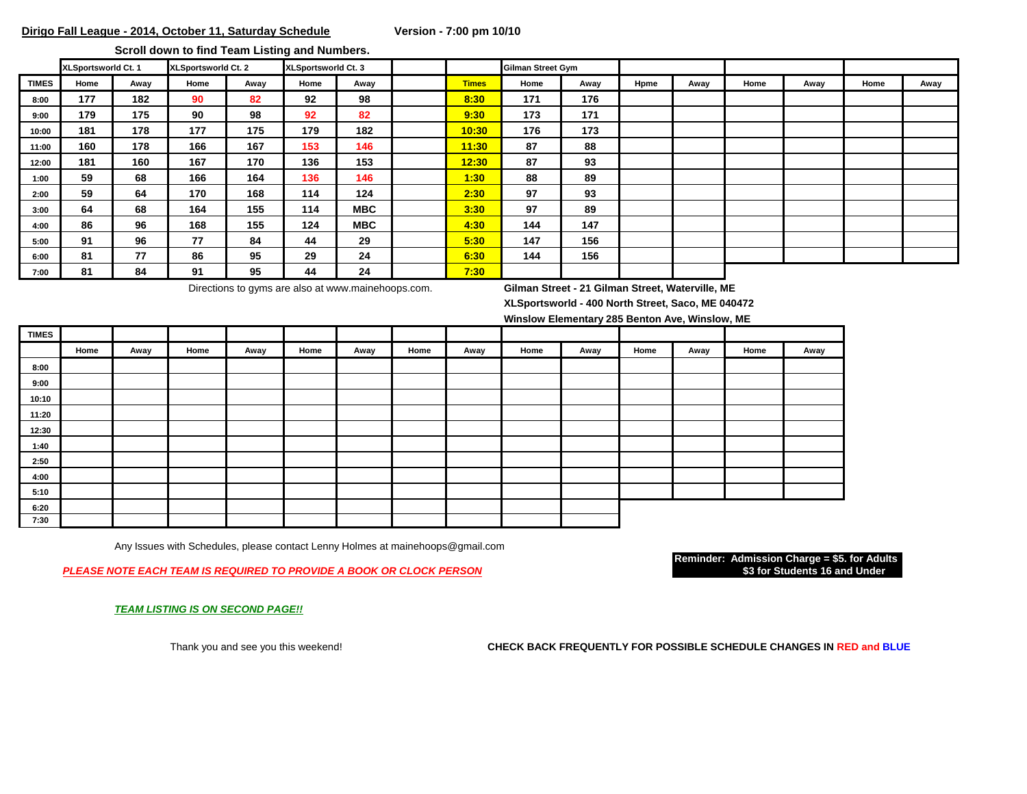**Dirigo Fall League - 2014, October 11, Saturday Schedule** **Version - 7:00 pm 10/10**

**Scroll down to find Team Listing and Numbers.**

| | XLSportsworld Ct. 1 | | XLSportsworld Ct. 2 | | XLSportsworld Ct. 3 | | | | Gilman Street Gym | | | | | | | |
|---|---|---|---|---|---|---|---|---|---|---|---|---|---|---|---|---|
| TIMES | Home | Away | Home | Away | Home | Away | | Times | Home | Away | Hpme | Away | Home | Away | Home | Away |
| 8:00 | 177 | 182 | 90 | 82 | 92 | 98 | | 8:30 | 171 | 176 | | | | | | |
| 9:00 | 179 | 175 | 90 | 98 | 92 | 82 | | 9:30 | 173 | 171 | | | | | | |
| 10:00 | 181 | 178 | 177 | 175 | 179 | 182 | | 10:30 | 176 | 173 | | | | | | |
| 11:00 | 160 | 178 | 166 | 167 | 153 | 146 | | 11:30 | 87 | 88 | | | | | | |
| 12:00 | 181 | 160 | 167 | 170 | 136 | 153 | | 12:30 | 87 | 93 | | | | | | |
| 1:00 | 59 | 68 | 166 | 164 | 136 | 146 | | 1:30 | 88 | 89 | | | | | | |
| 2:00 | 59 | 64 | 170 | 168 | 114 | 124 | | 2:30 | 97 | 93 | | | | | | |
| 3:00 | 64 | 68 | 164 | 155 | 114 | MBC | | 3:30 | 97 | 89 | | | | | | |
| 4:00 | 86 | 96 | 168 | 155 | 124 | MBC | | 4:30 | 144 | 147 | | | | | | |
| 5:00 | 91 | 96 | 77 | 84 | 44 | 29 | | 5:30 | 147 | 156 | | | | | | |
| 6:00 | 81 | 77 | 86 | 95 | 29 | 24 | | 6:30 | 144 | 156 | | | | | | |
| 7:00 | 81 | 84 | 91 | 95 | 44 | 24 | | 7:30 | | | | | | | | |

Directions to gyms are also at www.mainehoops.com.

**Gilman Street - 21 Gilman Street, Waterville, ME**

**XLSportsworld - 400 North Street, Saco, ME 040472**

**Winslow Elementary 285 Benton Ave, Winslow, ME**

| TIMES | | | | | | | | | | | | | | |
|---|---|---|---|---|---|---|---|---|---|---|---|---|---|---|
| | Home | Away | Home | Away | Home | Away | Home | Away | Home | Away | Home | Away | Home | Away |
| 8:00 | | | | | | | | | | | | | | |
| 9:00 | | | | | | | | | | | | | | |
| 10:10 | | | | | | | | | | | | | | |
| 11:20 | | | | | | | | | | | | | | |
| 12:30 | | | | | | | | | | | | | | |
| 1:40 | | | | | | | | | | | | | | |
| 2:50 | | | | | | | | | | | | | | |
| 4:00 | | | | | | | | | | | | | | |
| 5:10 | | | | | | | | | | | | | | |
| 6:20 | | | | | | | | | | | | | | |
| 7:30 | | | | | | | | | | | | | | |

Any Issues with Schedules, please contact Lenny Holmes at mainehoops@gmail.com

***PLEASE NOTE EACH TEAM IS REQUIRED TO PROVIDE A BOOK OR CLOCK PERSON***

**Reminder: Admission Charge = $5. for Adults**
**$3 for Students 16 and Under**

***TEAM LISTING IS ON SECOND PAGE!!***

Thank you and see you this weekend!

**CHECK BACK FREQUENTLY FOR POSSIBLE SCHEDULE CHANGES IN RED and BLUE**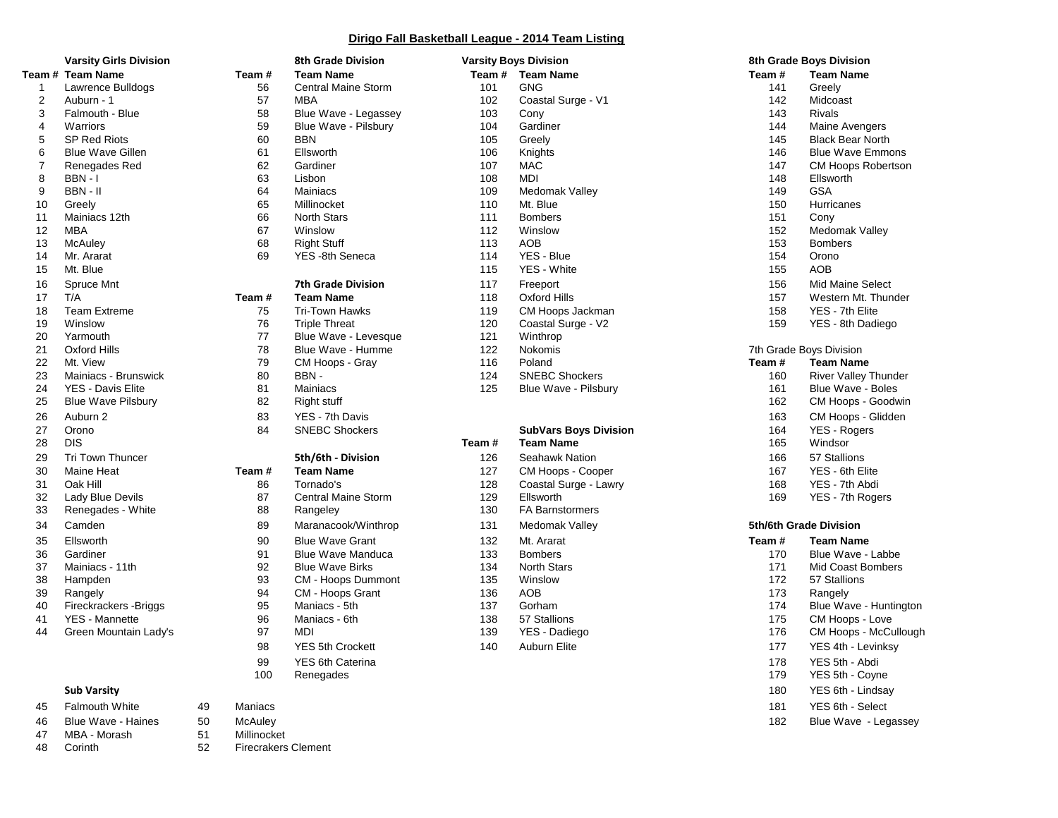# Dirigo Fall Basketball League - 2014 Team Listing

### Varsity Girls Division

| Team # | Team Name |
|---|---|
| 1 | Lawrence Bulldogs |
| 2 | Auburn - 1 |
| 3 | Falmouth - Blue |
| 4 | Warriors |
| 5 | SP Red Riots |
| 6 | Blue Wave Gillen |
| 7 | Renegades Red |
| 8 | BBN - I |
| 9 | BBN - II |
| 10 | Greely |
| 11 | Mainiacs 12th |
| 12 | MBA |
| 13 | McAuley |
| 14 | Mr. Ararat |
| 15 | Mt. Blue |
| 16 | Spruce Mnt |
| 17 | T/A |
| 18 | Team Extreme |
| 19 | Winslow |
| 20 | Yarmouth |
| 21 | Oxford Hills |
| 22 | Mt. View |
| 23 | Mainiacs - Brunswick |
| 24 | YES - Davis Elite |
| 25 | Blue Wave Pilsbury |
| 26 | Auburn 2 |
| 27 | Orono |
| 28 | DIS |
| 29 | Tri Town Thuncer |
| 30 | Maine Heat |
| 31 | Oak Hill |
| 32 | Lady Blue Devils |
| 33 | Renegades - White |
| 34 | Camden |
| 35 | Ellsworth |
| 36 | Gardiner |
| 37 | Mainiacs - 11th |
| 38 | Hampden |
| 39 | Rangely |
| 40 | Fireckrackers -Briggs |
| 41 | YES - Mannette |
| 44 | Green Mountain Lady's |

### Sub Varsity

| | | | |
|---|---|---|---|
| 45 | Falmouth White | 49 | Maniacs |
| 46 | Blue Wave - Haines | 50 | McAuley |
| 47 | MBA - Morash | 51 | Millinocket |
| 48 | Corinth | 52 | Firecrakers Clement |

### 8th Grade Division

| Team # | Team Name |
|---|---|
| 56 | Central Maine Storm |
| 57 | MBA |
| 58 | Blue Wave - Legassey |
| 59 | Blue Wave - Pilsbury |
| 60 | BBN |
| 61 | Ellsworth |
| 62 | Gardiner |
| 63 | Lisbon |
| 64 | Mainiacs |
| 65 | Millinocket |
| 66 | North Stars |
| 67 | Winslow |
| 68 | Right Stuff |
| 69 | YES -8th Seneca |

### 7th Grade Division

| Team # | Team Name |
|---|---|
| 75 | Tri-Town Hawks |
| 76 | Triple Threat |
| 77 | Blue Wave - Levesque |
| 78 | Blue Wave - Humme |
| 79 | CM Hoops - Gray |
| 80 | BBN - |
| 81 | Mainiacs |
| 82 | Right stuff |
| 83 | YES - 7th Davis |
| 84 | SNEBC Shockers |

### 5th/6th - Division

| Team # | Team Name |
|---|---|
| 86 | Tornado's |
| 87 | Central Maine Storm |
| 88 | Rangeley |
| 89 | Maranacook/Winthrop |
| 90 | Blue Wave Grant |
| 91 | Blue Wave Manduca |
| 92 | Blue Wave Birks |
| 93 | CM - Hoops Dummont |
| 94 | CM - Hoops Grant |
| 95 | Maniacs - 5th |
| 96 | Maniacs - 6th |
| 97 | MDI |
| 98 | YES 5th Crockett |
| 99 | YES 6th Caterina |
| 100 | Renegades |

### Varsity Boys Division

| Team # | Team Name |
|---|---|
| 101 | GNG |
| 102 | Coastal Surge - V1 |
| 103 | Cony |
| 104 | Gardiner |
| 105 | Greely |
| 106 | Knights |
| 107 | MAC |
| 108 | MDI |
| 109 | Medomak Valley |
| 110 | Mt. Blue |
| 111 | Bombers |
| 112 | Winslow |
| 113 | AOB |
| 114 | YES - Blue |
| 115 | YES - White |
| 117 | Freeport |
| 118 | Oxford Hills |
| 119 | CM Hoops Jackman |
| 120 | Coastal Surge - V2 |
| 121 | Winthrop |
| 122 | Nokomis |
| 116 | Poland |
| 124 | SNEBC Shockers |
| 125 | Blue Wave - Pilsbury |

### SubVars Boys Division

| Team # | Team Name |
|---|---|
| 126 | Seahawk Nation |
| 127 | CM Hoops - Cooper |
| 128 | Coastal Surge - Lawry |
| 129 | Ellsworth |
| 130 | FA Barnstormers |
| 131 | Medomak Valley |
| 132 | Mt. Ararat |
| 133 | Bombers |
| 134 | North Stars |
| 135 | Winslow |
| 136 | AOB |
| 137 | Gorham |
| 138 | 57 Stallions |
| 139 | YES - Dadiego |
| 140 | Auburn Elite |

### 8th Grade Boys Division

| Team # | Team Name |
|---|---|
| 141 | Greely |
| 142 | Midcoast |
| 143 | Rivals |
| 144 | Maine Avengers |
| 145 | Black Bear North |
| 146 | Blue Wave Emmons |
| 147 | CM Hoops Robertson |
| 148 | Ellsworth |
| 149 | GSA |
| 150 | Hurricanes |
| 151 | Cony |
| 152 | Medomak Valley |
| 153 | Bombers |
| 154 | Orono |
| 155 | AOB |
| 156 | Mid Maine Select |
| 157 | Western Mt. Thunder |
| 158 | YES - 7th Elite |
| 159 | YES - 8th Dadiego |

7th Grade Boys Division

| Team # | Team Name |
|---|---|
| 160 | River Valley Thunder |
| 161 | Blue Wave - Boles |
| 162 | CM Hoops - Goodwin |
| 163 | CM Hoops - Glidden |
| 164 | YES - Rogers |
| 165 | Windsor |
| 166 | 57 Stallions |
| 167 | YES - 6th Elite |
| 168 | YES - 7th Abdi |
| 169 | YES - 7th Rogers |

### 5th/6th Grade Division

| Team # | Team Name |
|---|---|
| 170 | Blue Wave - Labbe |
| 171 | Mid Coast Bombers |
| 172 | 57 Stallions |
| 173 | Rangely |
| 174 | Blue Wave - Huntington |
| 175 | CM Hoops - Love |
| 176 | CM Hoops - McCullough |
| 177 | YES 4th - Levinksy |
| 178 | YES 5th - Abdi |
| 179 | YES 5th - Coyne |
| 180 | YES 6th - Lindsay |
| 181 | YES 6th - Select |
| 182 | Blue Wave - Legassey |